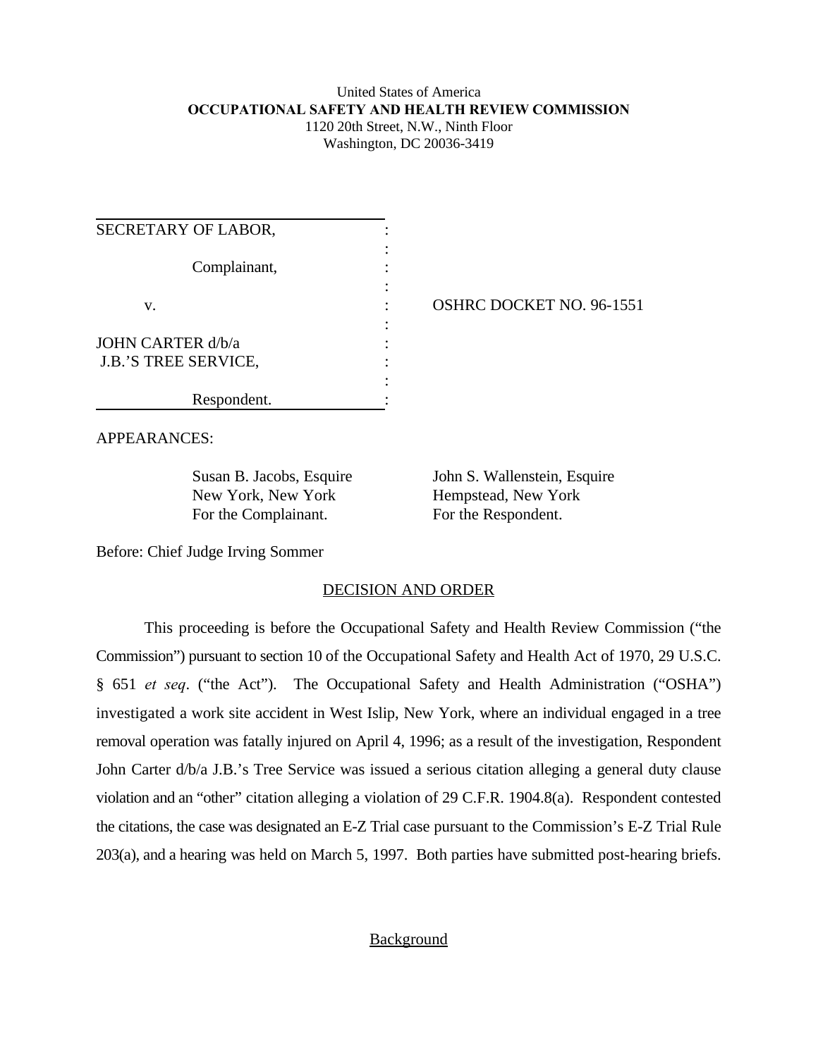United States of America
**OCCUPATIONAL SAFETY AND HEALTH REVIEW COMMISSION**
1120 20th Street, N.W., Ninth Floor
Washington, DC 20036-3419

| | | |
|---|---|---|
| SECRETARY OF LABOR, | : | |
| | : | |
| Complainant, | : | |
| | : | |
| v. | : | OSHRC DOCKET NO. 96-1551 |
| | : | |
| JOHN CARTER d/b/a | : | |
| J.B.'S TREE SERVICE, | : | |
| | : | |
| Respondent. | : | |

APPEARANCES:

| | |
|---|---|
| Susan B. Jacobs, Esquire | John S. Wallenstein, Esquire |
| New York, New York | Hempstead, New York |
| For the Complainant. | For the Respondent. |

Before: Chief Judge Irving Sommer

## DECISION AND ORDER

This proceeding is before the Occupational Safety and Health Review Commission ("the Commission") pursuant to section 10 of the Occupational Safety and Health Act of 1970, 29 U.S.C. § 651 *et seq*. ("the Act"). The Occupational Safety and Health Administration ("OSHA") investigated a work site accident in West Islip, New York, where an individual engaged in a tree removal operation was fatally injured on April 4, 1996; as a result of the investigation, Respondent John Carter d/b/a J.B.'s Tree Service was issued a serious citation alleging a general duty clause violation and an "other" citation alleging a violation of 29 C.F.R. 1904.8(a). Respondent contested the citations, the case was designated an E-Z Trial case pursuant to the Commission's E-Z Trial Rule 203(a), and a hearing was held on March 5, 1997. Both parties have submitted post-hearing briefs.

## Background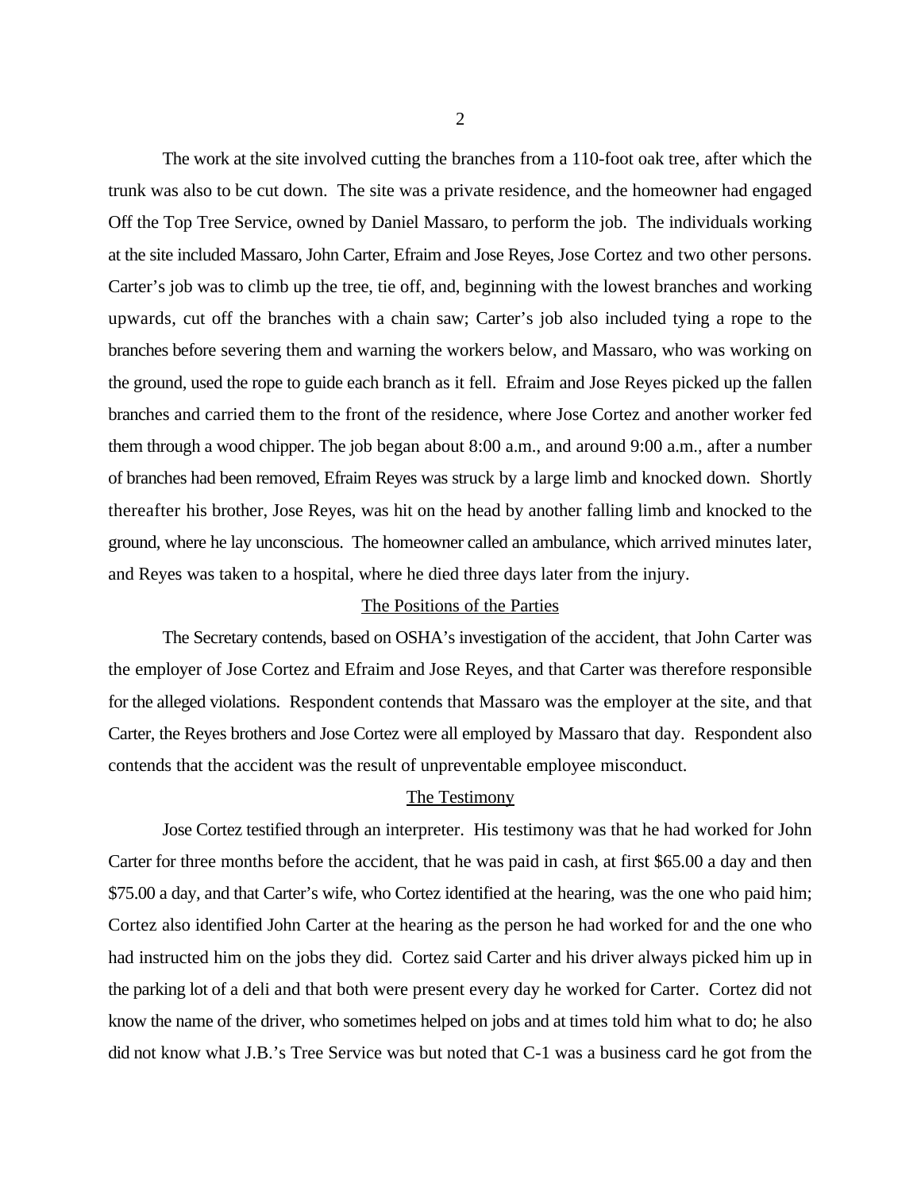The work at the site involved cutting the branches from a 110-foot oak tree, after which the trunk was also to be cut down. The site was a private residence, and the homeowner had engaged Off the Top Tree Service, owned by Daniel Massaro, to perform the job. The individuals working at the site included Massaro, John Carter, Efraim and Jose Reyes, Jose Cortez and two other persons. Carter's job was to climb up the tree, tie off, and, beginning with the lowest branches and working upwards, cut off the branches with a chain saw; Carter's job also included tying a rope to the branches before severing them and warning the workers below, and Massaro, who was working on the ground, used the rope to guide each branch as it fell. Efraim and Jose Reyes picked up the fallen branches and carried them to the front of the residence, where Jose Cortez and another worker fed them through a wood chipper. The job began about 8:00 a.m., and around 9:00 a.m., after a number of branches had been removed, Efraim Reyes was struck by a large limb and knocked down. Shortly thereafter his brother, Jose Reyes, was hit on the head by another falling limb and knocked to the ground, where he lay unconscious. The homeowner called an ambulance, which arrived minutes later, and Reyes was taken to a hospital, where he died three days later from the injury.

## The Positions of the Parties

The Secretary contends, based on OSHA's investigation of the accident, that John Carter was the employer of Jose Cortez and Efraim and Jose Reyes, and that Carter was therefore responsible for the alleged violations. Respondent contends that Massaro was the employer at the site, and that Carter, the Reyes brothers and Jose Cortez were all employed by Massaro that day. Respondent also contends that the accident was the result of unpreventable employee misconduct.

## The Testimony

Jose Cortez testified through an interpreter. His testimony was that he had worked for John Carter for three months before the accident, that he was paid in cash, at first $65.00 a day and then $75.00 a day, and that Carter's wife, who Cortez identified at the hearing, was the one who paid him; Cortez also identified John Carter at the hearing as the person he had worked for and the one who had instructed him on the jobs they did. Cortez said Carter and his driver always picked him up in the parking lot of a deli and that both were present every day he worked for Carter. Cortez did not know the name of the driver, who sometimes helped on jobs and at times told him what to do; he also did not know what J.B.'s Tree Service was but noted that C-1 was a business card he got from the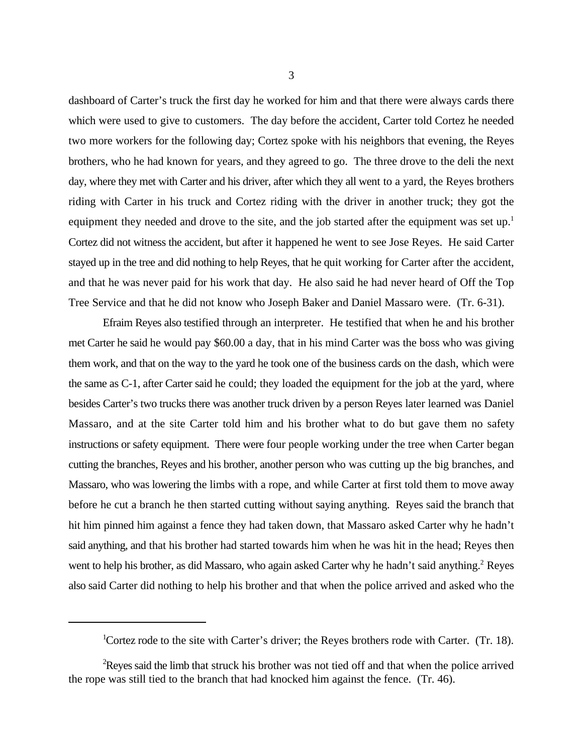dashboard of Carter's truck the first day he worked for him and that there were always cards there which were used to give to customers. The day before the accident, Carter told Cortez he needed two more workers for the following day; Cortez spoke with his neighbors that evening, the Reyes brothers, who he had known for years, and they agreed to go. The three drove to the deli the next day, where they met with Carter and his driver, after which they all went to a yard, the Reyes brothers riding with Carter in his truck and Cortez riding with the driver in another truck; they got the equipment they needed and drove to the site, and the job started after the equipment was set up.[1] Cortez did not witness the accident, but after it happened he went to see Jose Reyes. He said Carter stayed up in the tree and did nothing to help Reyes, that he quit working for Carter after the accident, and that he was never paid for his work that day. He also said he had never heard of Off the Top Tree Service and that he did not know who Joseph Baker and Daniel Massaro were. (Tr. 6-31).

Efraim Reyes also testified through an interpreter. He testified that when he and his brother met Carter he said he would pay $60.00 a day, that in his mind Carter was the boss who was giving them work, and that on the way to the yard he took one of the business cards on the dash, which were the same as C-1, after Carter said he could; they loaded the equipment for the job at the yard, where besides Carter's two trucks there was another truck driven by a person Reyes later learned was Daniel Massaro, and at the site Carter told him and his brother what to do but gave them no safety instructions or safety equipment. There were four people working under the tree when Carter began cutting the branches, Reyes and his brother, another person who was cutting up the big branches, and Massaro, who was lowering the limbs with a rope, and while Carter at first told them to move away before he cut a branch he then started cutting without saying anything. Reyes said the branch that hit him pinned him against a fence they had taken down, that Massaro asked Carter why he hadn't said anything, and that his brother had started towards him when he was hit in the head; Reyes then went to help his brother, as did Massaro, who again asked Carter why he hadn't said anything.[2] Reyes also said Carter did nothing to help his brother and that when the police arrived and asked who the

---

[1] Cortez rode to the site with Carter's driver; the Reyes brothers rode with Carter. (Tr. 18).

[2] Reyes said the limb that struck his brother was not tied off and that when the police arrived the rope was still tied to the branch that had knocked him against the fence. (Tr. 46).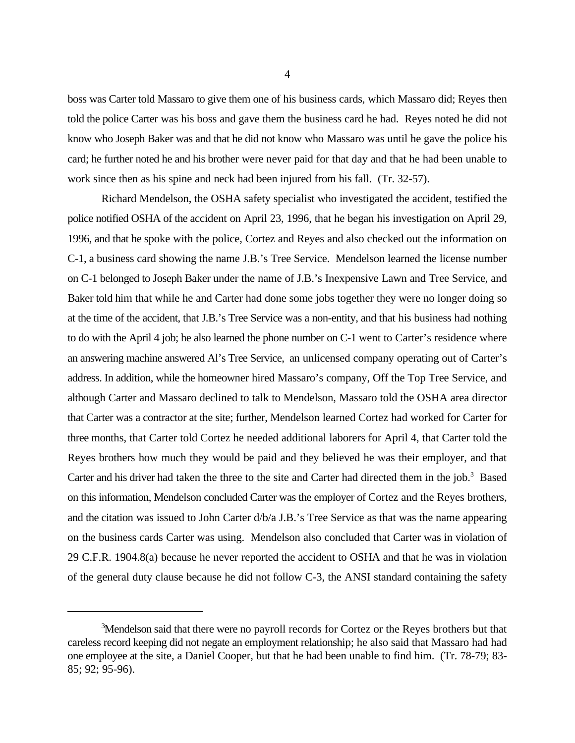boss was Carter told Massaro to give them one of his business cards, which Massaro did; Reyes then told the police Carter was his boss and gave them the business card he had. Reyes noted he did not know who Joseph Baker was and that he did not know who Massaro was until he gave the police his card; he further noted he and his brother were never paid for that day and that he had been unable to work since then as his spine and neck had been injured from his fall. (Tr. 32-57).

Richard Mendelson, the OSHA safety specialist who investigated the accident, testified the police notified OSHA of the accident on April 23, 1996, that he began his investigation on April 29, 1996, and that he spoke with the police, Cortez and Reyes and also checked out the information on C-1, a business card showing the name J.B.'s Tree Service. Mendelson learned the license number on C-1 belonged to Joseph Baker under the name of J.B.'s Inexpensive Lawn and Tree Service, and Baker told him that while he and Carter had done some jobs together they were no longer doing so at the time of the accident, that J.B.'s Tree Service was a non-entity, and that his business had nothing to do with the April 4 job; he also learned the phone number on C-1 went to Carter's residence where an answering machine answered Al's Tree Service, an unlicensed company operating out of Carter's address. In addition, while the homeowner hired Massaro's company, Off the Top Tree Service, and although Carter and Massaro declined to talk to Mendelson, Massaro told the OSHA area director that Carter was a contractor at the site; further, Mendelson learned Cortez had worked for Carter for three months, that Carter told Cortez he needed additional laborers for April 4, that Carter told the Reyes brothers how much they would be paid and they believed he was their employer, and that Carter and his driver had taken the three to the site and Carter had directed them in the job.[3] Based on this information, Mendelson concluded Carter was the employer of Cortez and the Reyes brothers, and the citation was issued to John Carter d/b/a J.B.'s Tree Service as that was the name appearing on the business cards Carter was using. Mendelson also concluded that Carter was in violation of 29 C.F.R. 1904.8(a) because he never reported the accident to OSHA and that he was in violation of the general duty clause because he did not follow C-3, the ANSI standard containing the safety

---

[3] Mendelson said that there were no payroll records for Cortez or the Reyes brothers but that careless record keeping did not negate an employment relationship; he also said that Massaro had had one employee at the site, a Daniel Cooper, but that he had been unable to find him. (Tr. 78-79; 83-85; 92; 95-96).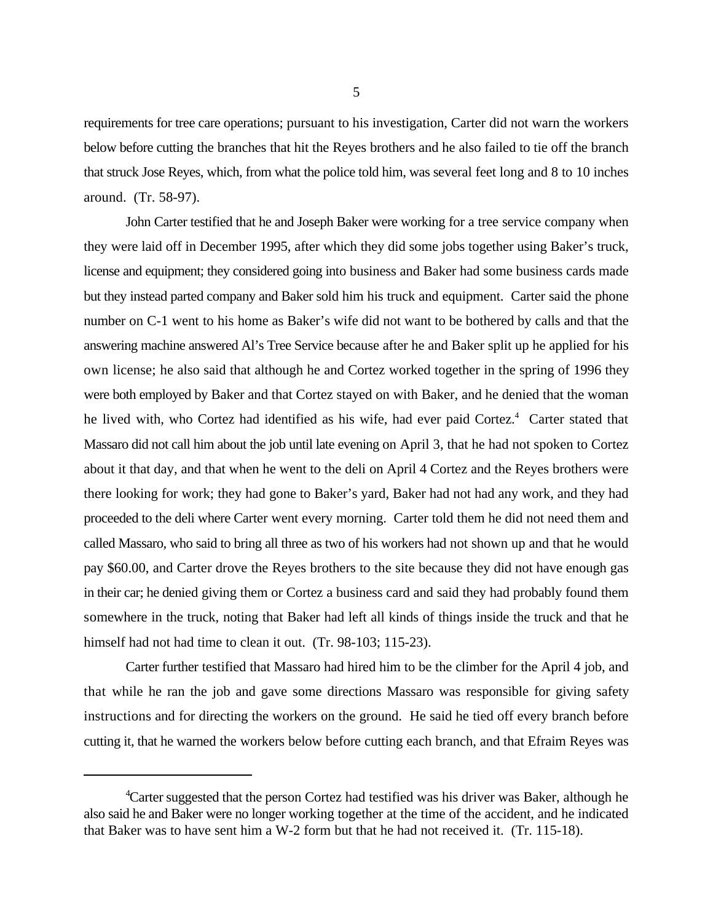requirements for tree care operations; pursuant to his investigation, Carter did not warn the workers below before cutting the branches that hit the Reyes brothers and he also failed to tie off the branch that struck Jose Reyes, which, from what the police told him, was several feet long and 8 to 10 inches around. (Tr. 58-97).

John Carter testified that he and Joseph Baker were working for a tree service company when they were laid off in December 1995, after which they did some jobs together using Baker's truck, license and equipment; they considered going into business and Baker had some business cards made but they instead parted company and Baker sold him his truck and equipment. Carter said the phone number on C-1 went to his home as Baker's wife did not want to be bothered by calls and that the answering machine answered Al's Tree Service because after he and Baker split up he applied for his own license; he also said that although he and Cortez worked together in the spring of 1996 they were both employed by Baker and that Cortez stayed on with Baker, and he denied that the woman he lived with, who Cortez had identified as his wife, had ever paid Cortez.[4] Carter stated that Massaro did not call him about the job until late evening on April 3, that he had not spoken to Cortez about it that day, and that when he went to the deli on April 4 Cortez and the Reyes brothers were there looking for work; they had gone to Baker's yard, Baker had not had any work, and they had proceeded to the deli where Carter went every morning. Carter told them he did not need them and called Massaro, who said to bring all three as two of his workers had not shown up and that he would pay $60.00, and Carter drove the Reyes brothers to the site because they did not have enough gas in their car; he denied giving them or Cortez a business card and said they had probably found them somewhere in the truck, noting that Baker had left all kinds of things inside the truck and that he himself had not had time to clean it out. (Tr. 98-103; 115-23).

Carter further testified that Massaro had hired him to be the climber for the April 4 job, and that while he ran the job and gave some directions Massaro was responsible for giving safety instructions and for directing the workers on the ground. He said he tied off every branch before cutting it, that he warned the workers below before cutting each branch, and that Efraim Reyes was

[4] Carter suggested that the person Cortez had testified was his driver was Baker, although he also said he and Baker were no longer working together at the time of the accident, and he indicated that Baker was to have sent him a W-2 form but that he had not received it. (Tr. 115-18).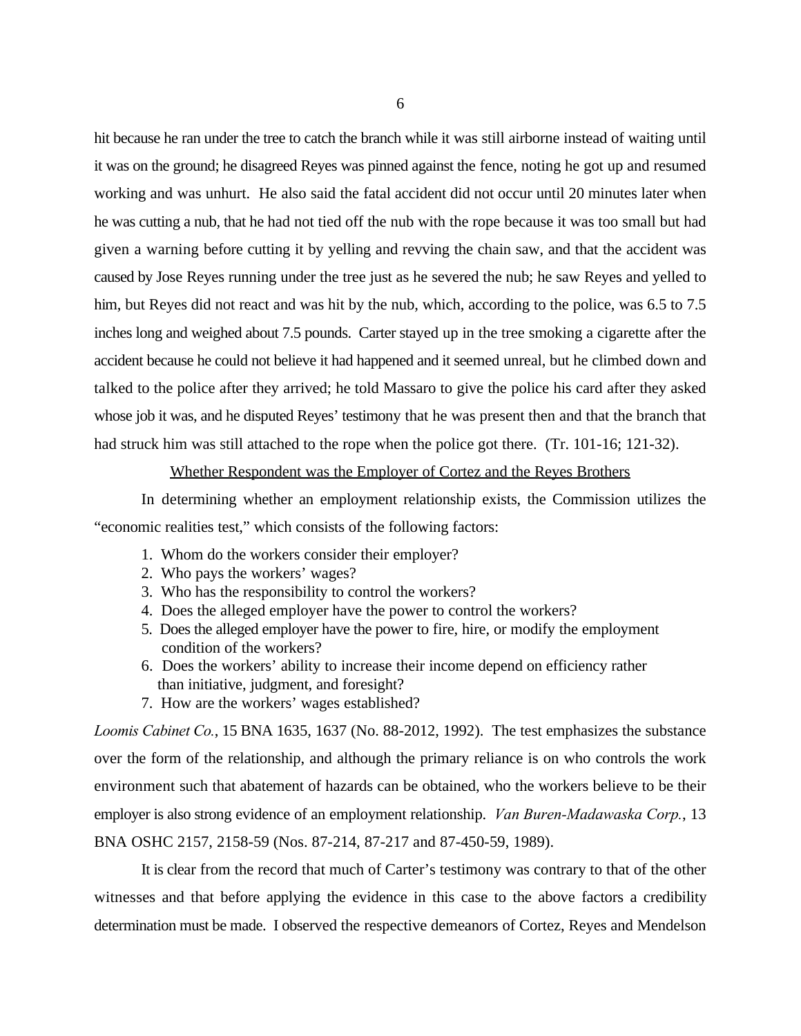hit because he ran under the tree to catch the branch while it was still airborne instead of waiting until it was on the ground; he disagreed Reyes was pinned against the fence, noting he got up and resumed working and was unhurt. He also said the fatal accident did not occur until 20 minutes later when he was cutting a nub, that he had not tied off the nub with the rope because it was too small but had given a warning before cutting it by yelling and revving the chain saw, and that the accident was caused by Jose Reyes running under the tree just as he severed the nub; he saw Reyes and yelled to him, but Reyes did not react and was hit by the nub, which, according to the police, was 6.5 to 7.5 inches long and weighed about 7.5 pounds. Carter stayed up in the tree smoking a cigarette after the accident because he could not believe it had happened and it seemed unreal, but he climbed down and talked to the police after they arrived; he told Massaro to give the police his card after they asked whose job it was, and he disputed Reyes' testimony that he was present then and that the branch that had struck him was still attached to the rope when the police got there. (Tr. 101-16; 121-32).

<u>Whether Respondent was the Employer of Cortez and the Reyes Brothers</u>

In determining whether an employment relationship exists, the Commission utilizes the "economic realities test," which consists of the following factors:

1. Whom do the workers consider their employer?
2. Who pays the workers' wages?
3. Who has the responsibility to control the workers?
4. Does the alleged employer have the power to control the workers?
5. Does the alleged employer have the power to fire, hire, or modify the employment condition of the workers?
6. Does the workers' ability to increase their income depend on efficiency rather than initiative, judgment, and foresight?
7. How are the workers' wages established?

*Loomis Cabinet Co.*, 15 BNA 1635, 1637 (No. 88-2012, 1992). The test emphasizes the substance over the form of the relationship, and although the primary reliance is on who controls the work environment such that abatement of hazards can be obtained, who the workers believe to be their employer is also strong evidence of an employment relationship. *Van Buren-Madawaska Corp.*, 13 BNA OSHC 2157, 2158-59 (Nos. 87-214, 87-217 and 87-450-59, 1989).

It is clear from the record that much of Carter's testimony was contrary to that of the other witnesses and that before applying the evidence in this case to the above factors a credibility determination must be made. I observed the respective demeanors of Cortez, Reyes and Mendelson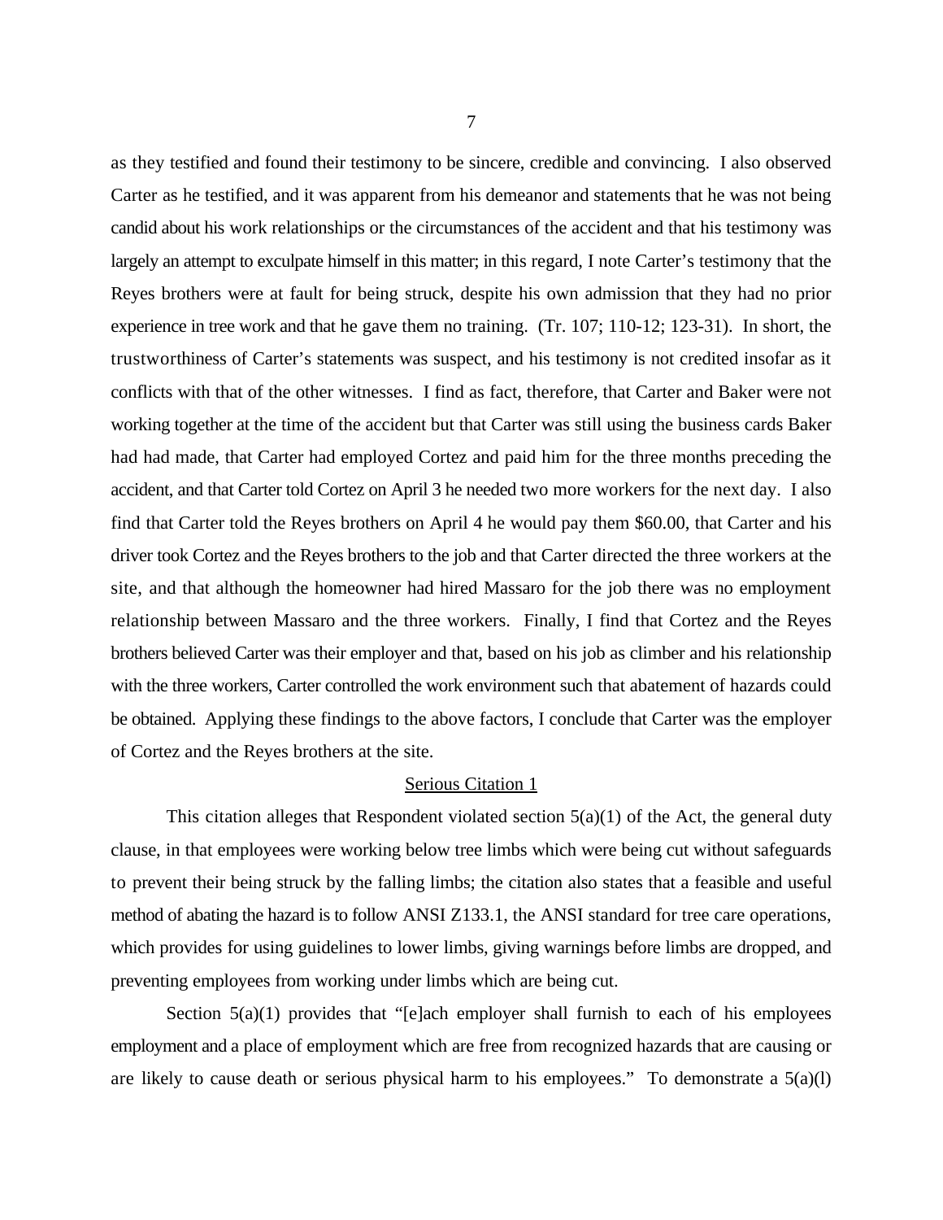as they testified and found their testimony to be sincere, credible and convincing. I also observed Carter as he testified, and it was apparent from his demeanor and statements that he was not being candid about his work relationships or the circumstances of the accident and that his testimony was largely an attempt to exculpate himself in this matter; in this regard, I note Carter's testimony that the Reyes brothers were at fault for being struck, despite his own admission that they had no prior experience in tree work and that he gave them no training. (Tr. 107; 110-12; 123-31). In short, the trustworthiness of Carter's statements was suspect, and his testimony is not credited insofar as it conflicts with that of the other witnesses. I find as fact, therefore, that Carter and Baker were not working together at the time of the accident but that Carter was still using the business cards Baker had had made, that Carter had employed Cortez and paid him for the three months preceding the accident, and that Carter told Cortez on April 3 he needed two more workers for the next day. I also find that Carter told the Reyes brothers on April 4 he would pay them $60.00, that Carter and his driver took Cortez and the Reyes brothers to the job and that Carter directed the three workers at the site, and that although the homeowner had hired Massaro for the job there was no employment relationship between Massaro and the three workers. Finally, I find that Cortez and the Reyes brothers believed Carter was their employer and that, based on his job as climber and his relationship with the three workers, Carter controlled the work environment such that abatement of hazards could be obtained. Applying these findings to the above factors, I conclude that Carter was the employer of Cortez and the Reyes brothers at the site.

## Serious Citation 1

This citation alleges that Respondent violated section 5(a)(1) of the Act, the general duty clause, in that employees were working below tree limbs which were being cut without safeguards to prevent their being struck by the falling limbs; the citation also states that a feasible and useful method of abating the hazard is to follow ANSI Z133.1, the ANSI standard for tree care operations, which provides for using guidelines to lower limbs, giving warnings before limbs are dropped, and preventing employees from working under limbs which are being cut.

Section 5(a)(1) provides that "[e]ach employer shall furnish to each of his employees employment and a place of employment which are free from recognized hazards that are causing or are likely to cause death or serious physical harm to his employees." To demonstrate a 5(a)(l)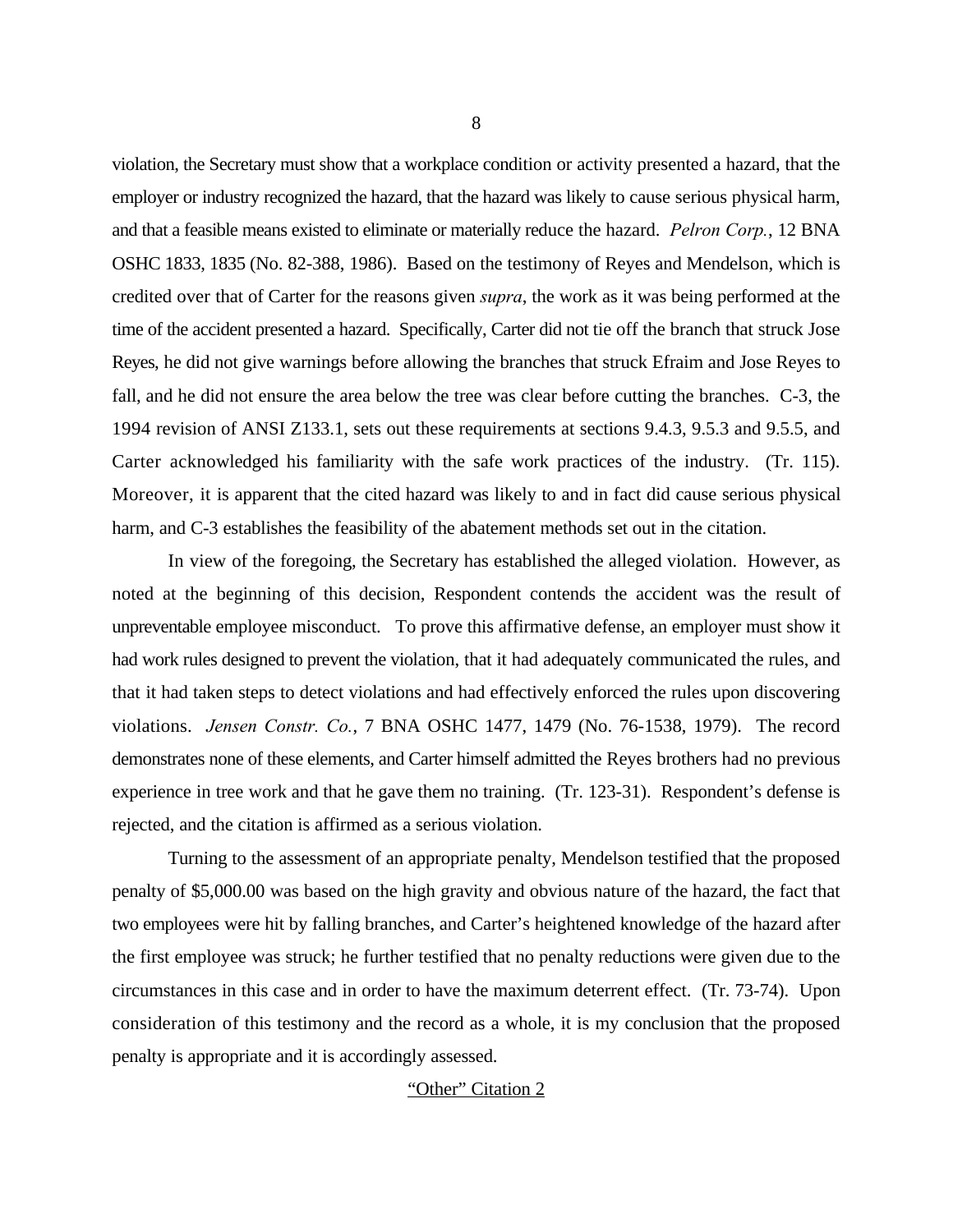violation, the Secretary must show that a workplace condition or activity presented a hazard, that the employer or industry recognized the hazard, that the hazard was likely to cause serious physical harm, and that a feasible means existed to eliminate or materially reduce the hazard. *Pelron Corp.*, 12 BNA OSHC 1833, 1835 (No. 82-388, 1986). Based on the testimony of Reyes and Mendelson, which is credited over that of Carter for the reasons given *supra*, the work as it was being performed at the time of the accident presented a hazard. Specifically, Carter did not tie off the branch that struck Jose Reyes, he did not give warnings before allowing the branches that struck Efraim and Jose Reyes to fall, and he did not ensure the area below the tree was clear before cutting the branches. C-3, the 1994 revision of ANSI Z133.1, sets out these requirements at sections 9.4.3, 9.5.3 and 9.5.5, and Carter acknowledged his familiarity with the safe work practices of the industry. (Tr. 115). Moreover, it is apparent that the cited hazard was likely to and in fact did cause serious physical harm, and C-3 establishes the feasibility of the abatement methods set out in the citation.

In view of the foregoing, the Secretary has established the alleged violation. However, as noted at the beginning of this decision, Respondent contends the accident was the result of unpreventable employee misconduct. To prove this affirmative defense, an employer must show it had work rules designed to prevent the violation, that it had adequately communicated the rules, and that it had taken steps to detect violations and had effectively enforced the rules upon discovering violations. *Jensen Constr. Co.*, 7 BNA OSHC 1477, 1479 (No. 76-1538, 1979). The record demonstrates none of these elements, and Carter himself admitted the Reyes brothers had no previous experience in tree work and that he gave them no training. (Tr. 123-31). Respondent's defense is rejected, and the citation is affirmed as a serious violation.

Turning to the assessment of an appropriate penalty, Mendelson testified that the proposed penalty of $5,000.00 was based on the high gravity and obvious nature of the hazard, the fact that two employees were hit by falling branches, and Carter's heightened knowledge of the hazard after the first employee was struck; he further testified that no penalty reductions were given due to the circumstances in this case and in order to have the maximum deterrent effect. (Tr. 73-74). Upon consideration of this testimony and the record as a whole, it is my conclusion that the proposed penalty is appropriate and it is accordingly assessed.

<u>"Other" Citation 2</u>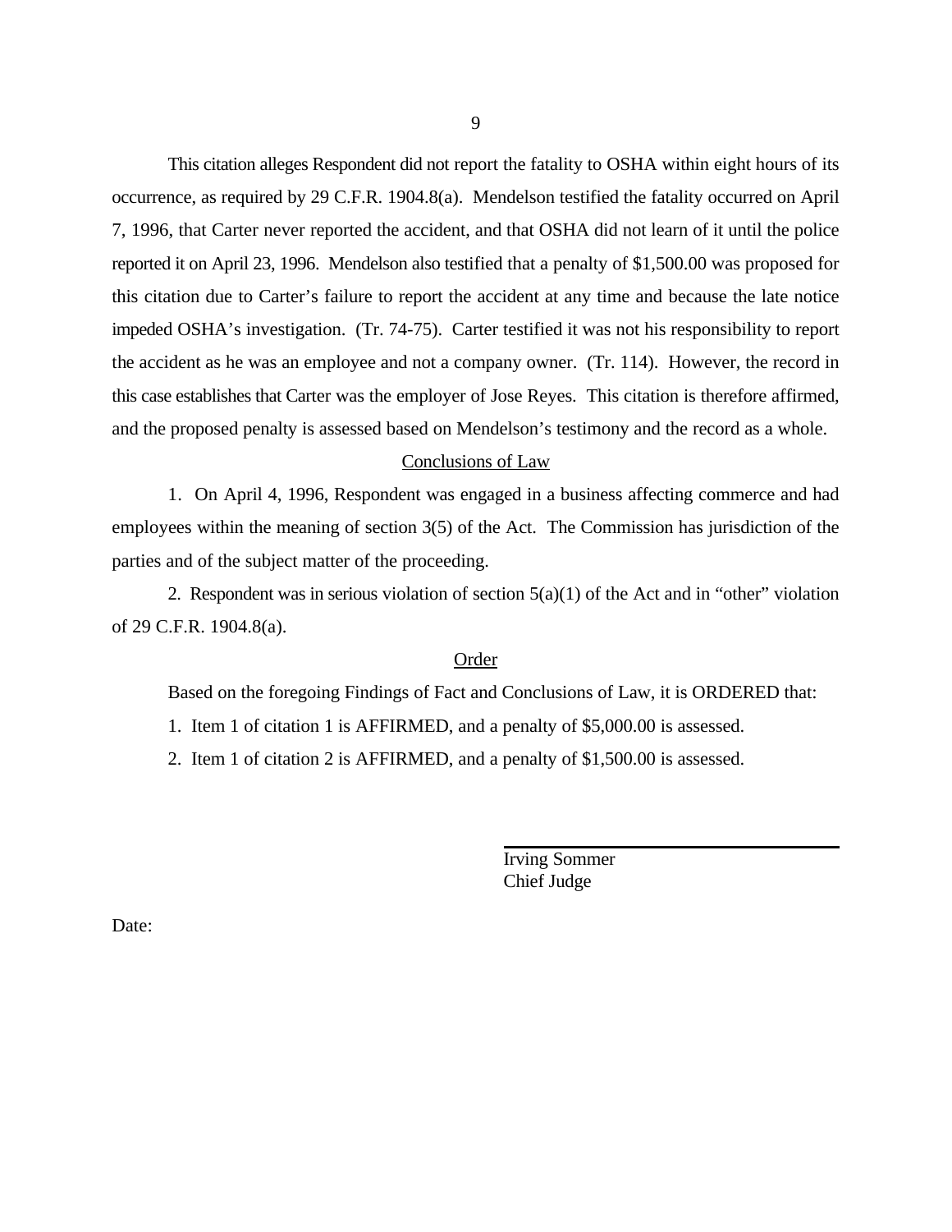This citation alleges Respondent did not report the fatality to OSHA within eight hours of its occurrence, as required by 29 C.F.R. 1904.8(a). Mendelson testified the fatality occurred on April 7, 1996, that Carter never reported the accident, and that OSHA did not learn of it until the police reported it on April 23, 1996. Mendelson also testified that a penalty of $1,500.00 was proposed for this citation due to Carter's failure to report the accident at any time and because the late notice impeded OSHA's investigation. (Tr. 74-75). Carter testified it was not his responsibility to report the accident as he was an employee and not a company owner. (Tr. 114). However, the record in this case establishes that Carter was the employer of Jose Reyes. This citation is therefore affirmed, and the proposed penalty is assessed based on Mendelson's testimony and the record as a whole.

## Conclusions of Law

1. On April 4, 1996, Respondent was engaged in a business affecting commerce and had employees within the meaning of section 3(5) of the Act. The Commission has jurisdiction of the parties and of the subject matter of the proceeding.

2. Respondent was in serious violation of section 5(a)(1) of the Act and in "other" violation of 29 C.F.R. 1904.8(a).

## Order

Based on the foregoing Findings of Fact and Conclusions of Law, it is ORDERED that:

1. Item 1 of citation 1 is AFFIRMED, and a penalty of $5,000.00 is assessed.

2. Item 1 of citation 2 is AFFIRMED, and a penalty of $1,500.00 is assessed.

Irving Sommer
Chief Judge

Date: